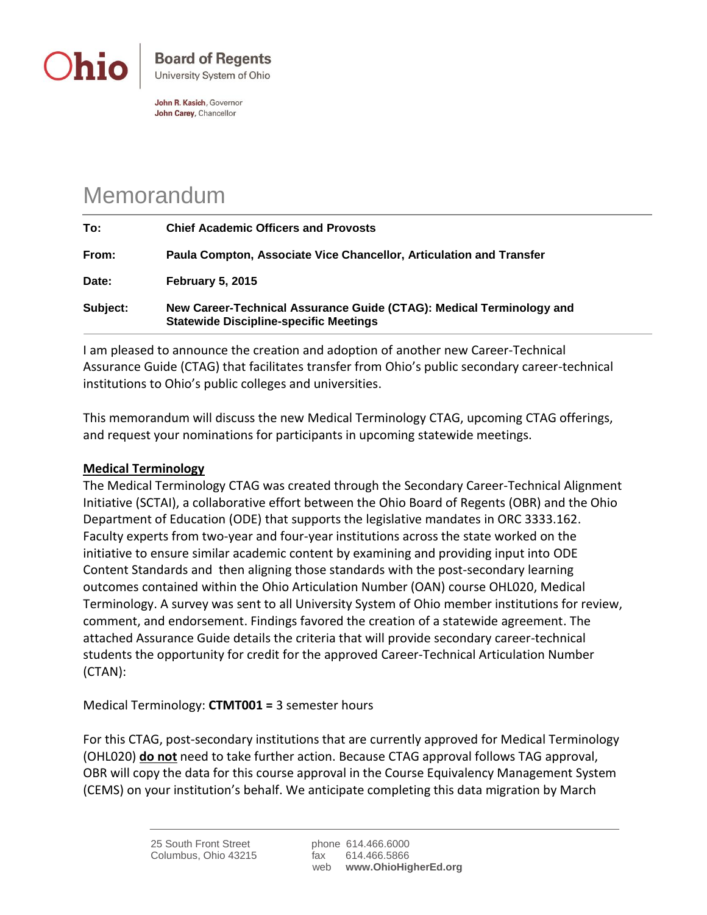**Ohio** | **Board of Regents**
University System of Ohio

**John R. Kasich**, Governor
**John Carey**, Chancellor

# Memorandum

| | |
|---|---|
| **To:** | **Chief Academic Officers and Provosts** |
| **From:** | **Paula Compton, Associate Vice Chancellor, Articulation and Transfer** |
| **Date:** | **February 5, 2015** |
| **Subject:** | **New Career-Technical Assurance Guide (CTAG): Medical Terminology and Statewide Discipline-specific Meetings** |

I am pleased to announce the creation and adoption of another new Career-Technical Assurance Guide (CTAG) that facilitates transfer from Ohio's public secondary career-technical institutions to Ohio's public colleges and universities.

This memorandum will discuss the new Medical Terminology CTAG, upcoming CTAG offerings, and request your nominations for participants in upcoming statewide meetings.

**Medical Terminology**

The Medical Terminology CTAG was created through the Secondary Career-Technical Alignment Initiative (SCTAI), a collaborative effort between the Ohio Board of Regents (OBR) and the Ohio Department of Education (ODE) that supports the legislative mandates in ORC 3333.162. Faculty experts from two-year and four-year institutions across the state worked on the initiative to ensure similar academic content by examining and providing input into ODE Content Standards and then aligning those standards with the post-secondary learning outcomes contained within the Ohio Articulation Number (OAN) course OHL020, Medical Terminology. A survey was sent to all University System of Ohio member institutions for review, comment, and endorsement. Findings favored the creation of a statewide agreement. The attached Assurance Guide details the criteria that will provide secondary career-technical students the opportunity for credit for the approved Career-Technical Articulation Number (CTAN):

Medical Terminology: **CTMT001 =** 3 semester hours

For this CTAG, post-secondary institutions that are currently approved for Medical Terminology (OHL020) **do not** need to take further action. Because CTAG approval follows TAG approval, OBR will copy the data for this course approval in the Course Equivalency Management System (CEMS) on your institution's behalf. We anticipate completing this data migration by March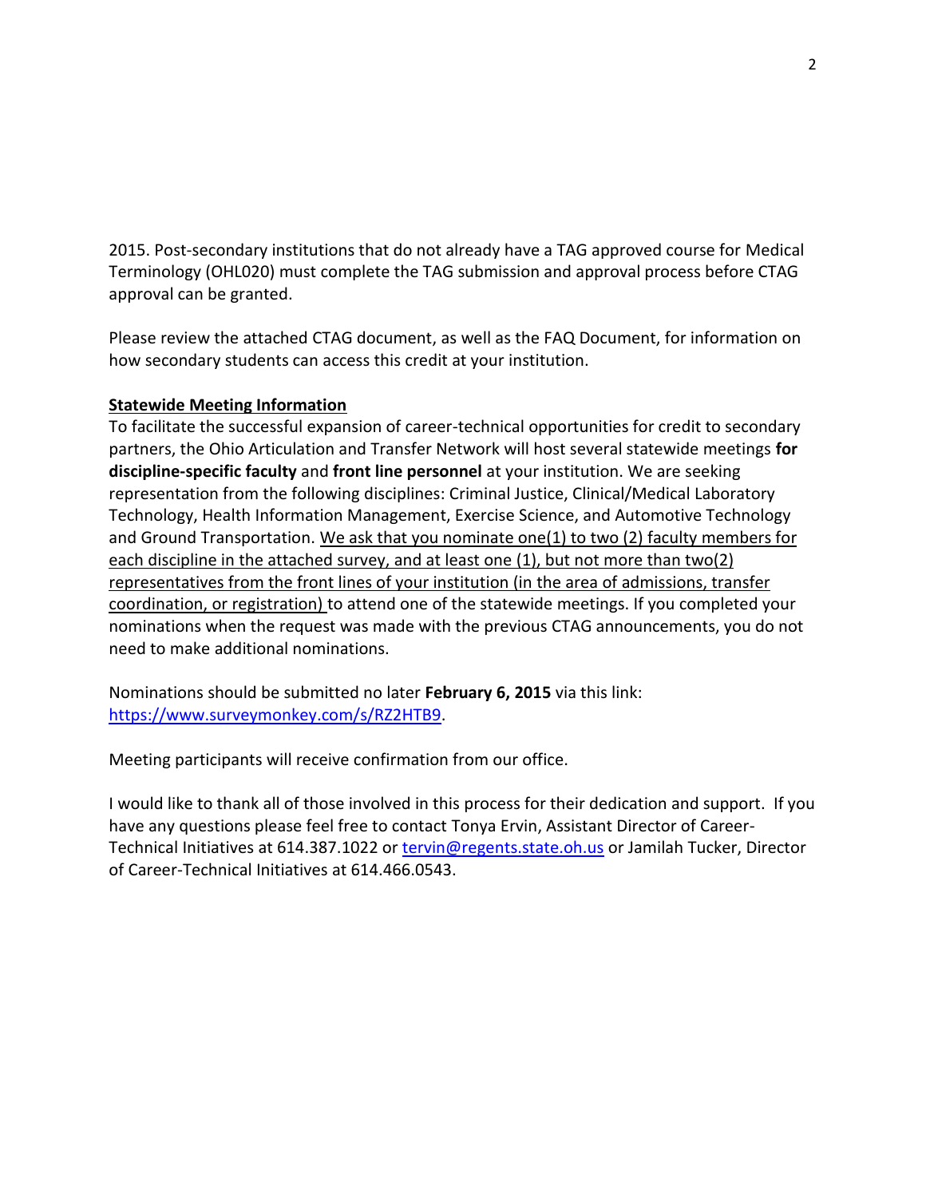2015. Post-secondary institutions that do not already have a TAG approved course for Medical Terminology (OHL020) must complete the TAG submission and approval process before CTAG approval can be granted.

Please review the attached CTAG document, as well as the FAQ Document, for information on how secondary students can access this credit at your institution.

**Statewide Meeting Information**

To facilitate the successful expansion of career-technical opportunities for credit to secondary partners, the Ohio Articulation and Transfer Network will host several statewide meetings **for discipline-specific faculty** and **front line personnel** at your institution. We are seeking representation from the following disciplines: Criminal Justice, Clinical/Medical Laboratory Technology, Health Information Management, Exercise Science, and Automotive Technology and Ground Transportation. We ask that you nominate one(1) to two (2) faculty members for each discipline in the attached survey, and at least one (1), but not more than two(2) representatives from the front lines of your institution (in the area of admissions, transfer coordination, or registration) to attend one of the statewide meetings. If you completed your nominations when the request was made with the previous CTAG announcements, you do not need to make additional nominations.

Nominations should be submitted no later **February 6, 2015** via this link: https://www.surveymonkey.com/s/RZ2HTB9.

Meeting participants will receive confirmation from our office.

I would like to thank all of those involved in this process for their dedication and support. If you have any questions please feel free to contact Tonya Ervin, Assistant Director of Career-Technical Initiatives at 614.387.1022 or tervin@regents.state.oh.us or Jamilah Tucker, Director of Career-Technical Initiatives at 614.466.0543.